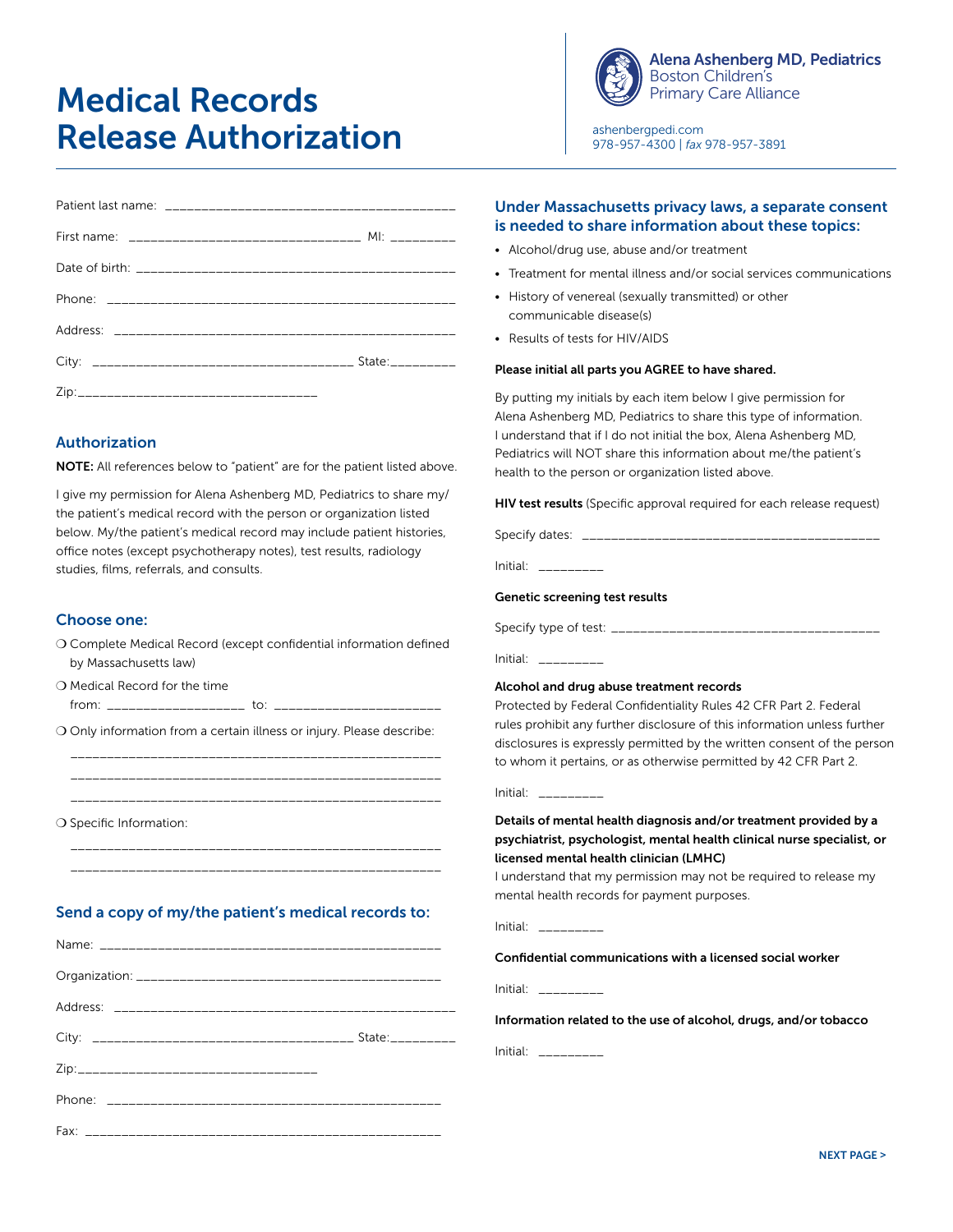# Medical Records Release Authorization

**Alena Ashenberg MD, Pediatrics**
Boston Children's Primary Care Alliance

ashenbergpedi.com
978-957-4300 | *fax* 978-957-3891

Patient last name: ___________________________________________

First name: _________________________________ MI: _________

Date of birth: _______________________________________________

Phone: ______________________________________________________

Address: ____________________________________________________

City: _____________________________________ State:_________

Zip:__________________________________

## Authorization

**NOTE:** All references below to "patient" are for the patient listed above.

I give my permission for Alena Ashenberg MD, Pediatrics to share my/the patient's medical record with the person or organization listed below. My/the patient's medical record may include patient histories, office notes (except psychotherapy notes), test results, radiology studies, films, referrals, and consults.

## Choose one:

❍ Complete Medical Record (except confidential information defined by Massachusetts law)

❍ Medical Record for the time from: ___________________ to: ________________________

❍ Only information from a certain illness or injury. Please describe:

______________________________________________________

______________________________________________________

______________________________________________________

❍ Specific Information:

______________________________________________________

______________________________________________________

## Send a copy of my/the patient's medical records to:

Name: _______________________________________________

Organization: ________________________________________

Address: ____________________________________________

City: _____________________________________ State:_________

Zip:__________________________________

Phone: ______________________________________________

Fax: ________________________________________________

## Under Massachusetts privacy laws, a separate consent is needed to share information about these topics:

- Alcohol/drug use, abuse and/or treatment
- Treatment for mental illness and/or social services communications
- History of venereal (sexually transmitted) or other communicable disease(s)
- Results of tests for HIV/AIDS

**Please initial all parts you AGREE to have shared.**

By putting my initials by each item below I give permission for Alena Ashenberg MD, Pediatrics to share this type of information. I understand that if I do not initial the box, Alena Ashenberg MD, Pediatrics will NOT share this information about me/the patient's health to the person or organization listed above.

**HIV test results** (Specific approval required for each release request)

Specify dates: ___________________________________________

Initial: _________

**Genetic screening test results**

Specify type of test: ______________________________________

Initial: _________

**Alcohol and drug abuse treatment records**
Protected by Federal Confidentiality Rules 42 CFR Part 2. Federal rules prohibit any further disclosure of this information unless further disclosures is expressly permitted by the written consent of the person to whom it pertains, or as otherwise permitted by 42 CFR Part 2.

Initial: _________

**Details of mental health diagnosis and/or treatment provided by a psychiatrist, psychologist, mental health clinical nurse specialist, or licensed mental health clinician (LMHC)**
I understand that my permission may not be required to release my mental health records for payment purposes.

Initial: _________

**Confidential communications with a licensed social worker**

Initial: _________

**Information related to the use of alcohol, drugs, and/or tobacco**

Initial: _________

**NEXT PAGE >**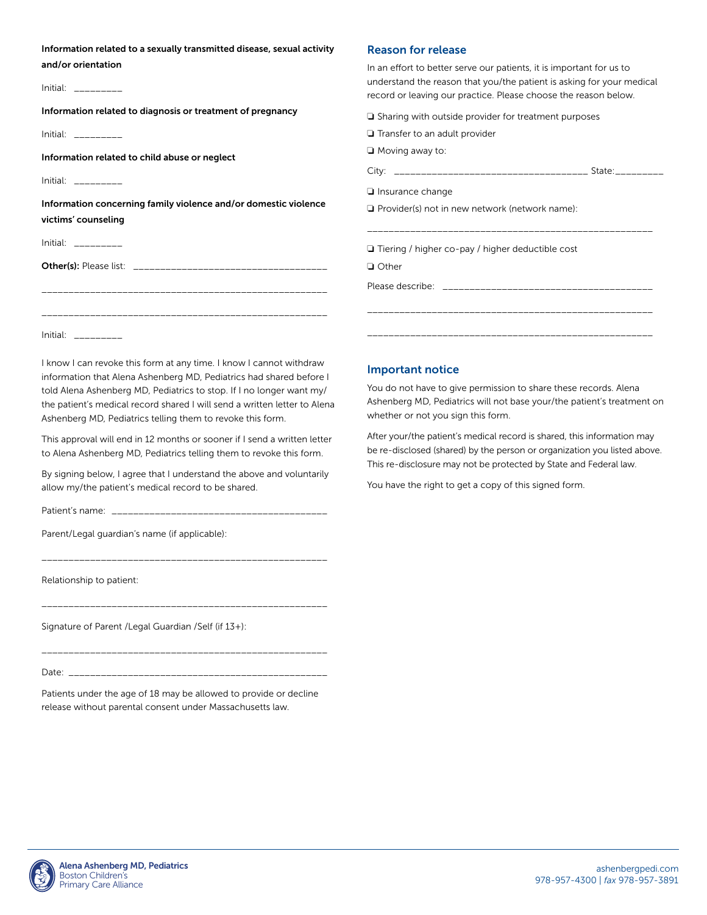**Information related to a sexually transmitted disease, sexual activity and/or orientation**

Initial: _________

**Information related to diagnosis or treatment of pregnancy**

Initial: _________

**Information related to child abuse or neglect**

Initial: _________

**Information concerning family violence and/or domestic violence victims' counseling**

Initial: _________

**Other(s):** Please list: ____________________________________

______________________________________________________

______________________________________________________

Initial: _________

I know I can revoke this form at any time. I know I cannot withdraw information that Alena Ashenberg MD, Pediatrics had shared before I told Alena Ashenberg MD, Pediatrics to stop. If I no longer want my/the patient's medical record shared I will send a written letter to Alena Ashenberg MD, Pediatrics telling them to revoke this form.

This approval will end in 12 months or sooner if I send a written letter to Alena Ashenberg MD, Pediatrics telling them to revoke this form.

By signing below, I agree that I understand the above and voluntarily allow my/the patient's medical record to be shared.

Patient's name: ________________________________________

Parent/Legal guardian's name (if applicable):

______________________________________________________

Relationship to patient:

______________________________________________________

Signature of Parent /Legal Guardian /Self (if 13+):

______________________________________________________

Date: __________________________________________________

Patients under the age of 18 may be allowed to provide or decline release without parental consent under Massachusetts law.

## Reason for release

In an effort to better serve our patients, it is important for us to understand the reason that you/the patient is asking for your medical record or leaving our practice. Please choose the reason below.

❑ Sharing with outside provider for treatment purposes

❑ Transfer to an adult provider

❑ Moving away to:

City: ____________________________________ State:_________

❑ Insurance change

❑ Provider(s) not in new network (network name):

______________________________________________________

❑ Tiering / higher co-pay / higher deductible cost

❑ Other

Please describe: ________________________________________

______________________________________________________

______________________________________________________

## Important notice

You do not have to give permission to share these records. Alena Ashenberg MD, Pediatrics will not base your/the patient's treatment on whether or not you sign this form.

After your/the patient's medical record is shared, this information may be re-disclosed (shared) by the person or organization you listed above. This re-disclosure may not be protected by State and Federal law.

You have the right to get a copy of this signed form.

**Alena Ashenberg MD, Pediatrics**
Boston Children's
Primary Care Alliance

ashenbergpedi.com
978-957-4300 | *fax* 978-957-3891